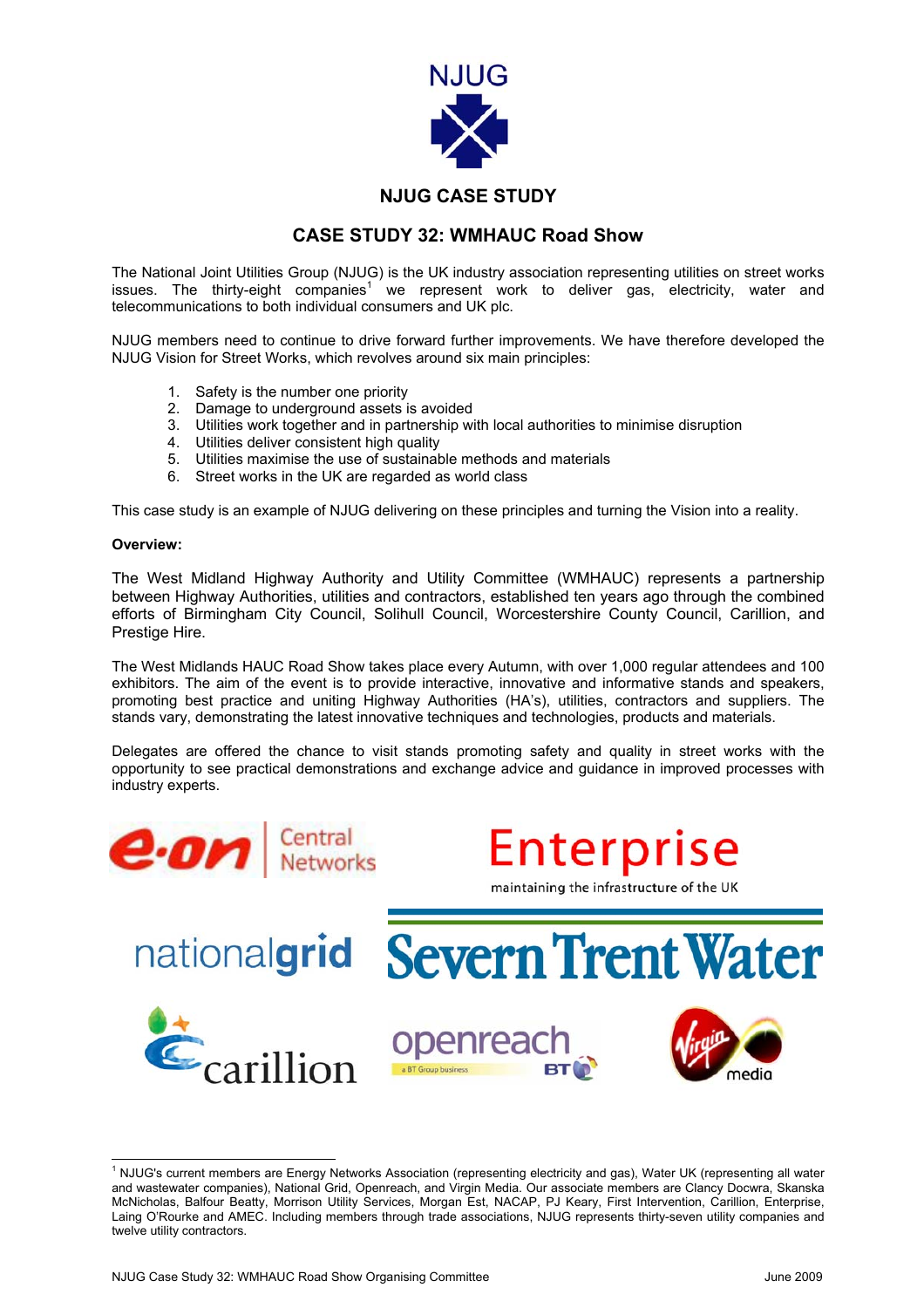NJUG

## NJUG CASE STUDY

## CASE STUDY 32: WMHAUC Road Show

The National Joint Utilities Group (NJUG) is the UK industry association representing utilities on street works issues. The thirty-eight companies[1] we represent work to deliver gas, electricity, water and telecommunications to both individual consumers and UK plc.

NJUG members need to continue to drive forward further improvements. We have therefore developed the NJUG Vision for Street Works, which revolves around six main principles:

1. Safety is the number one priority
2. Damage to underground assets is avoided
3. Utilities work together and in partnership with local authorities to minimise disruption
4. Utilities deliver consistent high quality
5. Utilities maximise the use of sustainable methods and materials
6. Street works in the UK are regarded as world class

This case study is an example of NJUG delivering on these principles and turning the Vision into a reality.

**Overview:**

The West Midland Highway Authority and Utility Committee (WMHAUC) represents a partnership between Highway Authorities, utilities and contractors, established ten years ago through the combined efforts of Birmingham City Council, Solihull Council, Worcestershire County Council, Carillion, and Prestige Hire.

The West Midlands HAUC Road Show takes place every Autumn, with over 1,000 regular attendees and 100 exhibitors. The aim of the event is to provide interactive, innovative and informative stands and speakers, promoting best practice and uniting Highway Authorities (HA's), utilities, contractors and suppliers. The stands vary, demonstrating the latest innovative techniques and technologies, products and materials.

Delegates are offered the chance to visit stands promoting safety and quality in street works with the opportunity to see practical demonstrations and exchange advice and guidance in improved processes with industry experts.

e·on Central Networks

Enterprise
maintaining the infrastructure of the UK

nationalgrid

Severn Trent Water

carillion

openreach
a BT Group business

Virgin media

[1] NJUG's current members are Energy Networks Association (representing electricity and gas), Water UK (representing all water and wastewater companies), National Grid, Openreach, and Virgin Media. Our associate members are Clancy Docwra, Skanska McNicholas, Balfour Beatty, Morrison Utility Services, Morgan Est, NACAP, PJ Keary, First Intervention, Carillion, Enterprise, Laing O'Rourke and AMEC. Including members through trade associations, NJUG represents thirty-seven utility companies and twelve utility contractors.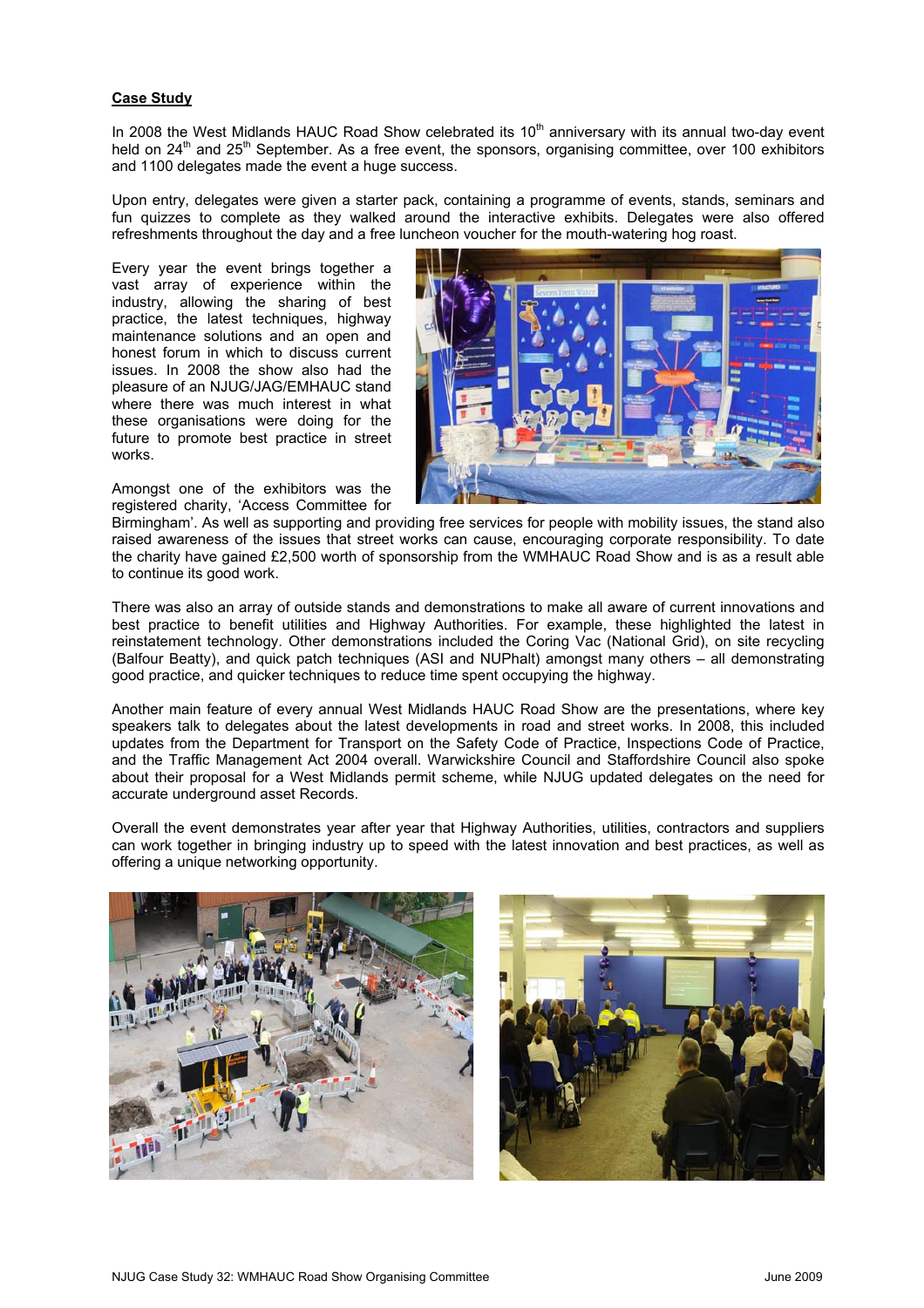**Case Study**

In 2008 the West Midlands HAUC Road Show celebrated its 10th anniversary with its annual two-day event held on 24th and 25th September. As a free event, the sponsors, organising committee, over 100 exhibitors and 1100 delegates made the event a huge success.

Upon entry, delegates were given a starter pack, containing a programme of events, stands, seminars and fun quizzes to complete as they walked around the interactive exhibits. Delegates were also offered refreshments throughout the day and a free luncheon voucher for the mouth-watering hog roast.

Every year the event brings together a vast array of experience within the industry, allowing the sharing of best practice, the latest techniques, highway maintenance solutions and an open and honest forum in which to discuss current issues. In 2008 the show also had the pleasure of an NJUG/JAG/EMHAUC stand where there was much interest in what these organisations were doing for the future to promote best practice in street works.

Amongst one of the exhibitors was the registered charity, 'Access Committee for Birmingham'. As well as supporting and providing free services for people with mobility issues, the stand also raised awareness of the issues that street works can cause, encouraging corporate responsibility. To date the charity have gained £2,500 worth of sponsorship from the WMHAUC Road Show and is as a result able to continue its good work.

There was also an array of outside stands and demonstrations to make all aware of current innovations and best practice to benefit utilities and Highway Authorities. For example, these highlighted the latest in reinstatement technology. Other demonstrations included the Coring Vac (National Grid), on site recycling (Balfour Beatty), and quick patch techniques (ASI and NUPhalt) amongst many others – all demonstrating good practice, and quicker techniques to reduce time spent occupying the highway.

Another main feature of every annual West Midlands HAUC Road Show are the presentations, where key speakers talk to delegates about the latest developments in road and street works. In 2008, this included updates from the Department for Transport on the Safety Code of Practice, Inspections Code of Practice, and the Traffic Management Act 2004 overall. Warwickshire Council and Staffordshire Council also spoke about their proposal for a West Midlands permit scheme, while NJUG updated delegates on the need for accurate underground asset Records.

Overall the event demonstrates year after year that Highway Authorities, utilities, contractors and suppliers can work together in bringing industry up to speed with the latest innovation and best practices, as well as offering a unique networking opportunity.